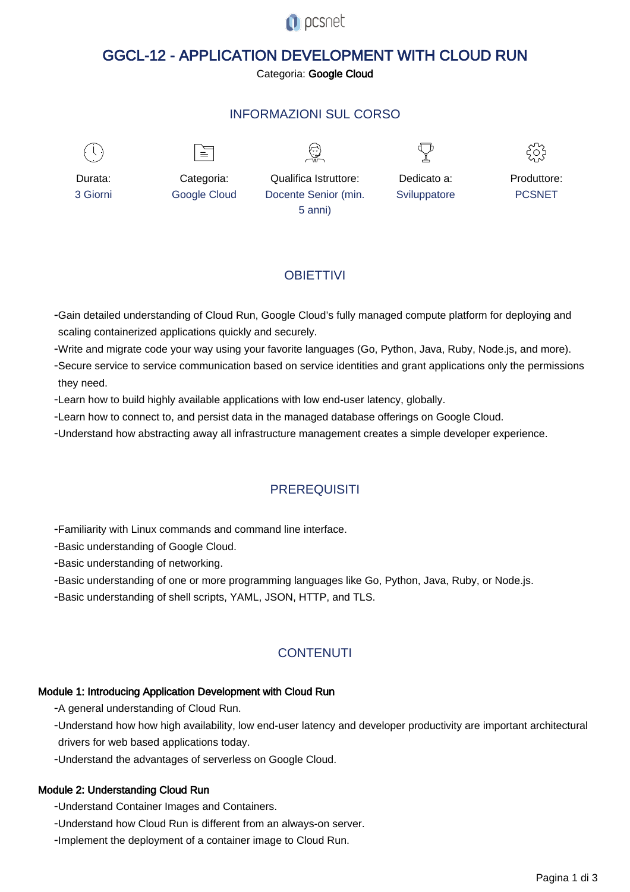pcsnet

# GGCL-12 - APPLICATION DEVELOPMENT WITH CLOUD RUN

Categoria: **Google Cloud**

## INFORMAZIONI SUL CORSO

| Durata: | Categoria: | Qualifica Istruttore: | Dedicato a: | Produttore: |
| --- | --- | --- | --- | --- |
| 3 Giorni | Google Cloud | Docente Senior (min. 5 anni) | Sviluppatore | PCSNET |

## OBIETTIVI

- Gain detailed understanding of Cloud Run, Google Cloud's fully managed compute platform for deploying and scaling containerized applications quickly and securely.
- Write and migrate code your way using your favorite languages (Go, Python, Java, Ruby, Node.js, and more).
- Secure service to service communication based on service identities and grant applications only the permissions they need.
- Learn how to build highly available applications with low end-user latency, globally.
- Learn how to connect to, and persist data in the managed database offerings on Google Cloud.
- Understand how abstracting away all infrastructure management creates a simple developer experience.

## PREREQUISITI

- Familiarity with Linux commands and command line interface.
- Basic understanding of Google Cloud.
- Basic understanding of networking.
- Basic understanding of one or more programming languages like Go, Python, Java, Ruby, or Node.js.
- Basic understanding of shell scripts, YAML, JSON, HTTP, and TLS.

## CONTENUTI

### Module 1: Introducing Application Development with Cloud Run

- A general understanding of Cloud Run.
- Understand how how high availability, low end-user latency and developer productivity are important architectural drivers for web based applications today.
- Understand the advantages of serverless on Google Cloud.

### Module 2: Understanding Cloud Run

- Understand Container Images and Containers.
- Understand how Cloud Run is different from an always-on server.
- Implement the deployment of a container image to Cloud Run.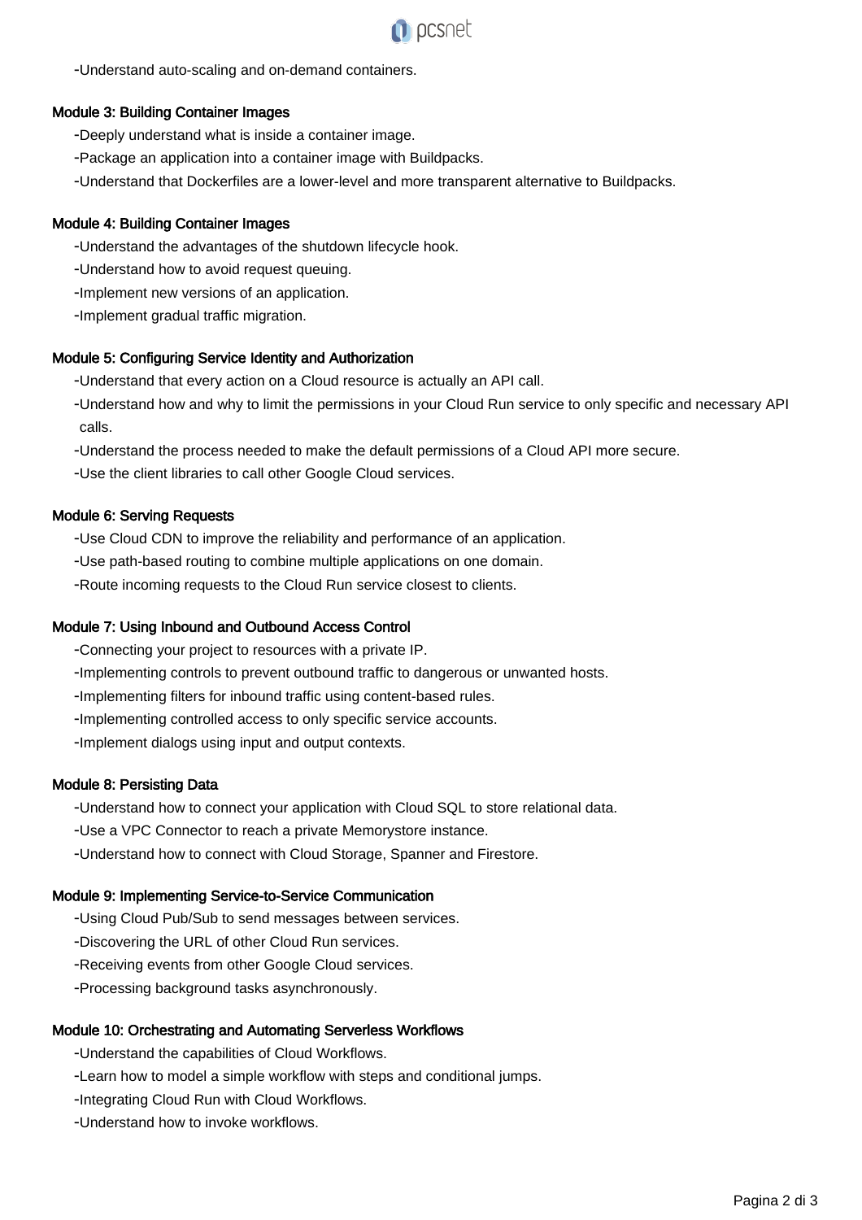- Understand auto-scaling and on-demand containers.

**Module 3: Building Container Images**

- Deeply understand what is inside a container image.
- Package an application into a container image with Buildpacks.
- Understand that Dockerfiles are a lower-level and more transparent alternative to Buildpacks.

**Module 4: Building Container Images**

- Understand the advantages of the shutdown lifecycle hook.
- Understand how to avoid request queuing.
- Implement new versions of an application.
- Implement gradual traffic migration.

**Module 5: Configuring Service Identity and Authorization**

- Understand that every action on a Cloud resource is actually an API call.
- Understand how and why to limit the permissions in your Cloud Run service to only specific and necessary API calls.
- Understand the process needed to make the default permissions of a Cloud API more secure.
- Use the client libraries to call other Google Cloud services.

**Module 6: Serving Requests**

- Use Cloud CDN to improve the reliability and performance of an application.
- Use path-based routing to combine multiple applications on one domain.
- Route incoming requests to the Cloud Run service closest to clients.

**Module 7: Using Inbound and Outbound Access Control**

- Connecting your project to resources with a private IP.
- Implementing controls to prevent outbound traffic to dangerous or unwanted hosts.
- Implementing filters for inbound traffic using content-based rules.
- Implementing controlled access to only specific service accounts.
- Implement dialogs using input and output contexts.

**Module 8: Persisting Data**

- Understand how to connect your application with Cloud SQL to store relational data.
- Use a VPC Connector to reach a private Memorystore instance.
- Understand how to connect with Cloud Storage, Spanner and Firestore.

**Module 9: Implementing Service-to-Service Communication**

- Using Cloud Pub/Sub to send messages between services.
- Discovering the URL of other Cloud Run services.
- Receiving events from other Google Cloud services.
- Processing background tasks asynchronously.

**Module 10: Orchestrating and Automating Serverless Workflows**

- Understand the capabilities of Cloud Workflows.
- Learn how to model a simple workflow with steps and conditional jumps.
- Integrating Cloud Run with Cloud Workflows.
- Understand how to invoke workflows.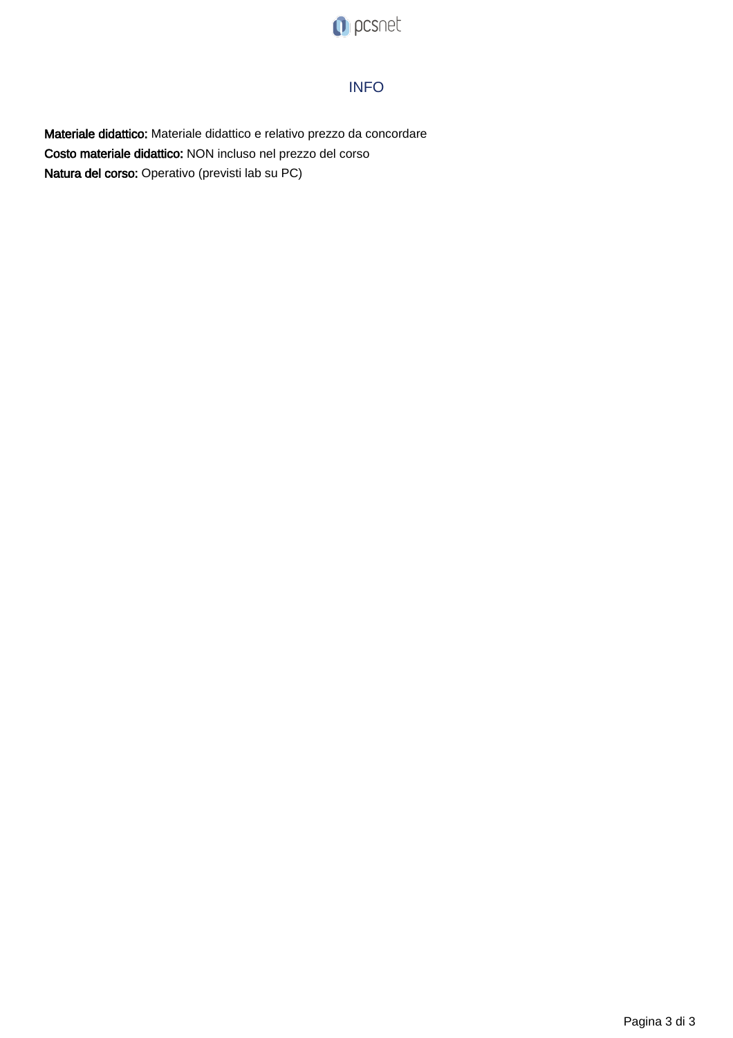## INFO

**Materiale didattico:** Materiale didattico e relativo prezzo da concordare
**Costo materiale didattico:** NON incluso nel prezzo del corso
**Natura del corso:** Operativo (previsti lab su PC)